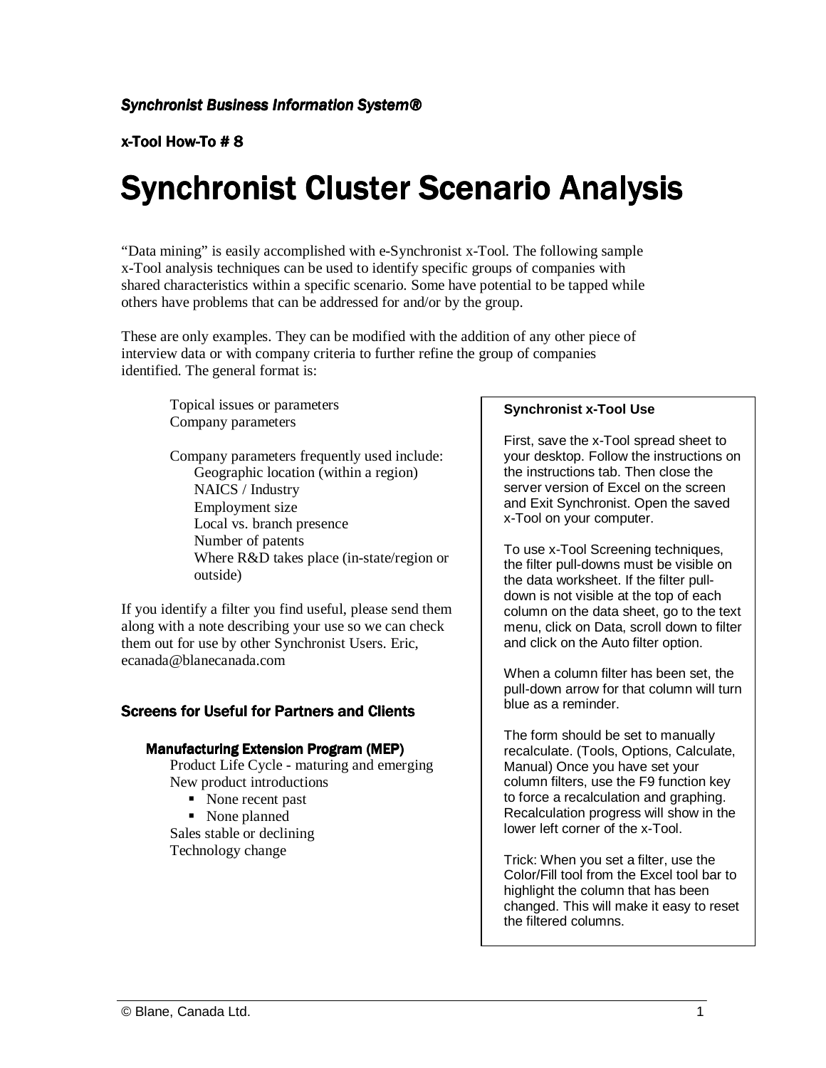*Synchronist Business Information System®*

**x-Tool How-To # 8**

# Synchronist Cluster Scenario Analysis

"Data mining" is easily accomplished with e-Synchronist x-Tool. The following sample x-Tool analysis techniques can be used to identify specific groups of companies with shared characteristics within a specific scenario. Some have potential to be tapped while others have problems that can be addressed for and/or by the group.

These are only examples. They can be modified with the addition of any other piece of interview data or with company criteria to further refine the group of companies identified. The general format is:

Topical issues or parameters
Company parameters

Company parameters frequently used include:
- Geographic location (within a region)
- NAICS / Industry
- Employment size
- Local vs. branch presence
- Number of patents
- Where R&D takes place (in-state/region or outside)

If you identify a filter you find useful, please send them along with a note describing your use so we can check them out for use by other Synchronist Users. Eric, ecanada@blanecanada.com

> **Synchronist x-Tool Use**
>
> First, save the x-Tool spread sheet to your desktop. Follow the instructions on the instructions tab. Then close the server version of Excel on the screen and Exit Synchronist. Open the saved x-Tool on your computer.
>
> To use x-Tool Screening techniques, the filter pull-downs must be visible on the data worksheet. If the filter pull-down is not visible at the top of each column on the data sheet, go to the text menu, click on Data, scroll down to filter and click on the Auto filter option.
>
> When a column filter has been set, the pull-down arrow for that column will turn blue as a reminder.
>
> The form should be set to manually recalculate. (Tools, Options, Calculate, Manual) Once you have set your column filters, use the F9 function key to force a recalculation and graphing. Recalculation progress will show in the lower left corner of the x-Tool.
>
> Trick: When you set a filter, use the Color/Fill tool from the Excel tool bar to highlight the column that has been changed. This will make it easy to reset the filtered columns.

## Screens for Useful for Partners and Clients

### Manufacturing Extension Program (MEP)

Product Life Cycle - maturing and emerging
New product introductions
- None recent past
- None planned

Sales stable or declining
Technology change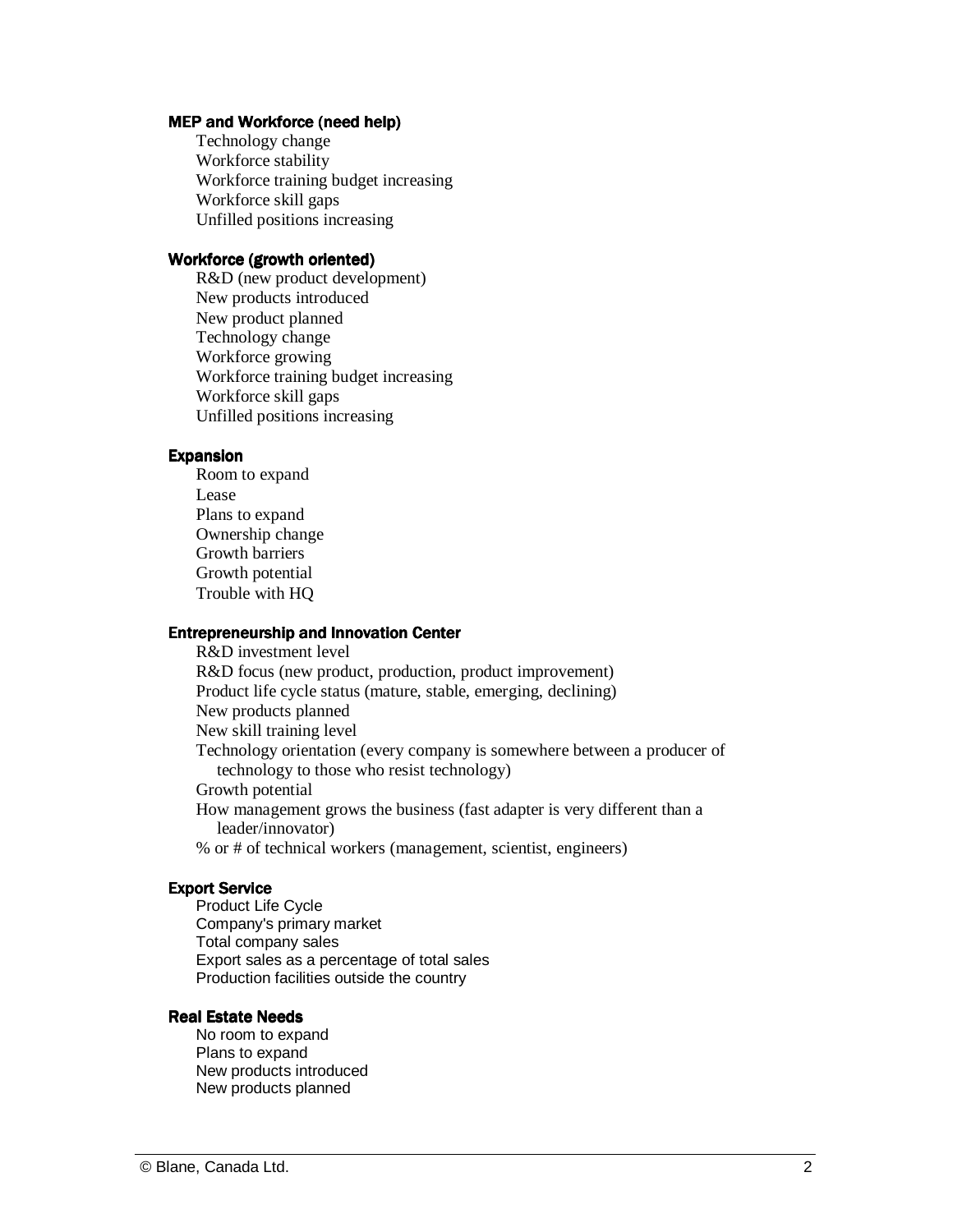**MEP and Workforce (need help)**

- Technology change
- Workforce stability
- Workforce training budget increasing
- Workforce skill gaps
- Unfilled positions increasing

**Workforce (growth oriented)**

- R&D (new product development)
- New products introduced
- New product planned
- Technology change
- Workforce growing
- Workforce training budget increasing
- Workforce skill gaps
- Unfilled positions increasing

**Expansion**

- Room to expand
- Lease
- Plans to expand
- Ownership change
- Growth barriers
- Growth potential
- Trouble with HQ

**Entrepreneurship and Innovation Center**

- R&D investment level
- R&D focus (new product, production, product improvement)
- Product life cycle status (mature, stable, emerging, declining)
- New products planned
- New skill training level
- Technology orientation (every company is somewhere between a producer of technology to those who resist technology)
- Growth potential
- How management grows the business (fast adapter is very different than a leader/innovator)
- % or # of technical workers (management, scientist, engineers)

**Export Service**

- Product Life Cycle
- Company's primary market
- Total company sales
- Export sales as a percentage of total sales
- Production facilities outside the country

**Real Estate Needs**

- No room to expand
- Plans to expand
- New products introduced
- New products planned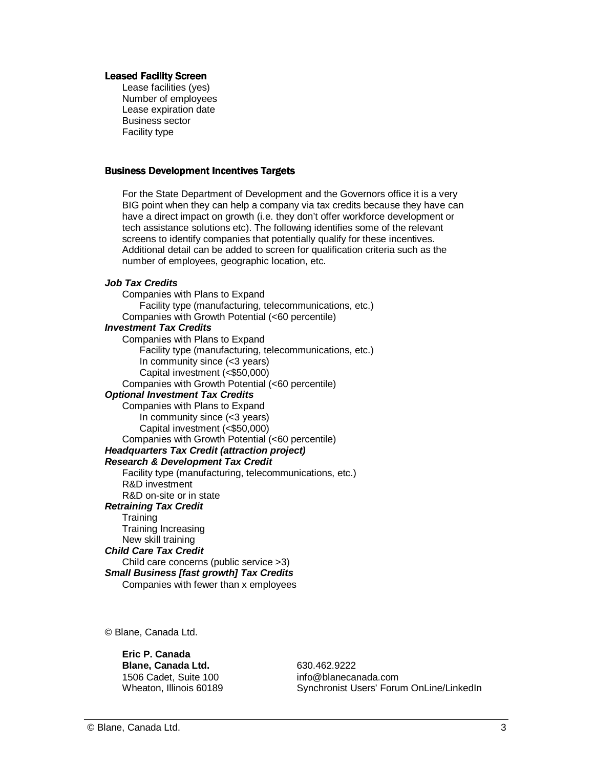### Leased Facility Screen

- Lease facilities (yes)
- Number of employees
- Lease expiration date
- Business sector
- Facility type

### Business Development Incentives Targets

For the State Department of Development and the Governors office it is a very BIG point when they can help a company via tax credits because they have can have a direct impact on growth (i.e. they don't offer workforce development or tech assistance solutions etc). The following identifies some of the relevant screens to identify companies that potentially qualify for these incentives. Additional detail can be added to screen for qualification criteria such as the number of employees, geographic location, etc.

***Job Tax Credits***

- Companies with Plans to Expand
  - Facility type (manufacturing, telecommunications, etc.)
- Companies with Growth Potential (<60 percentile)

***Investment Tax Credits***

- Companies with Plans to Expand
  - Facility type (manufacturing, telecommunications, etc.)
  - In community since (<3 years)
  - Capital investment (<$50,000)
- Companies with Growth Potential (<60 percentile)

***Optional Investment Tax Credits***

- Companies with Plans to Expand
  - In community since (<3 years)
  - Capital investment (<$50,000)
- Companies with Growth Potential (<60 percentile)

***Headquarters Tax Credit (attraction project)***

***Research & Development Tax Credit***

- Facility type (manufacturing, telecommunications, etc.)
- R&D investment
- R&D on-site or in state

***Retraining Tax Credit***

- Training
- Training Increasing
- New skill training

***Child Care Tax Credit***

- Child care concerns (public service >3)

***Small Business [fast growth] Tax Credits***

- Companies with fewer than x employees

© Blane, Canada Ltd.

**Eric P. Canada**
**Blane, Canada Ltd.**
1506 Cadet, Suite 100
Wheaton, Illinois 60189

630.462.9222
info@blanecanada.com
Synchronist Users' Forum OnLine/LinkedIn